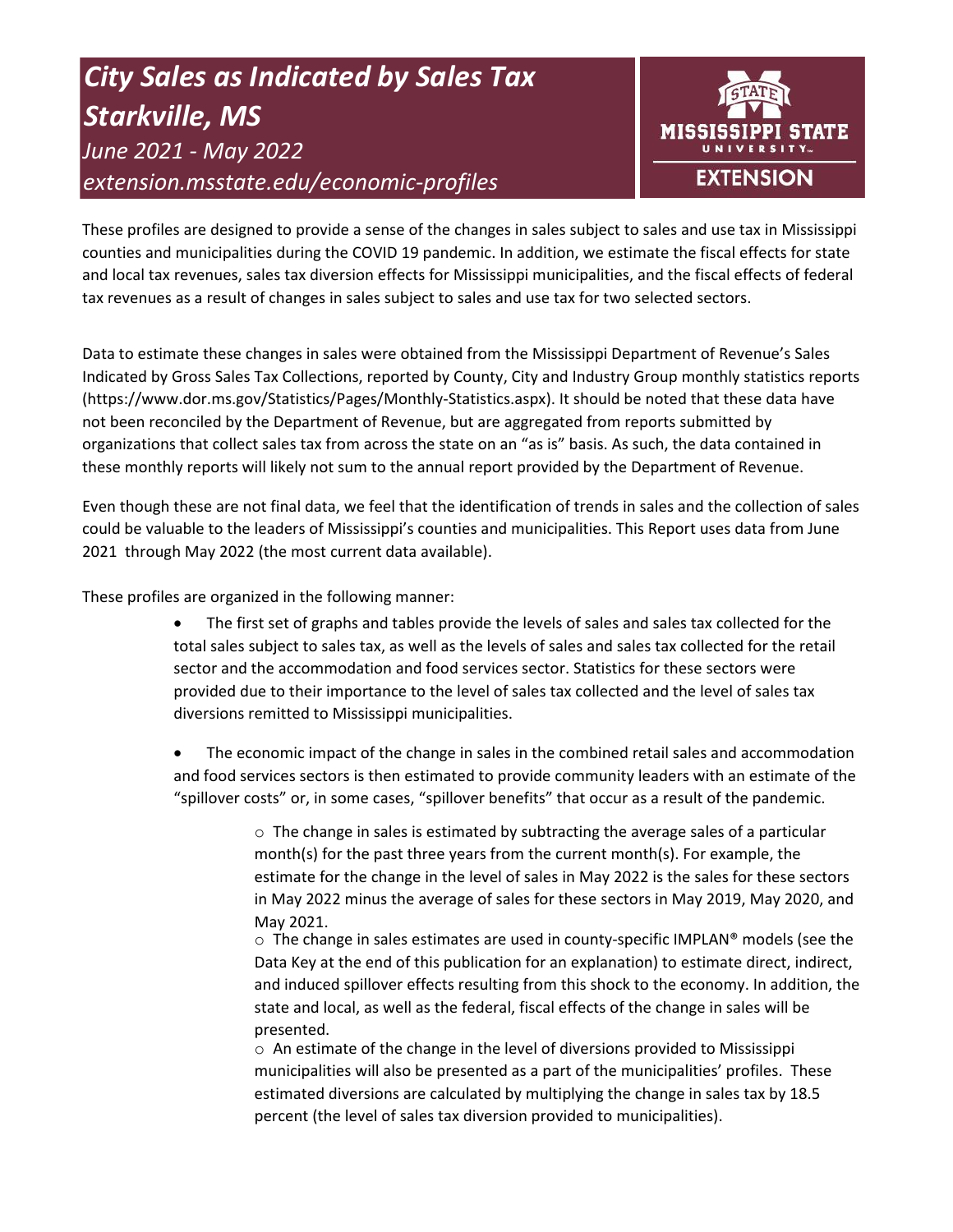# *City Sales as Indicated by Sales Tax Starkville, MS*

*June 2021 - May 2022*

*extension.msstate.edu/economic-profiles*

MISSISSIPPI STATE UNIVERSITY EXTENSION

These profiles are designed to provide a sense of the changes in sales subject to sales and use tax in Mississippi counties and municipalities during the COVID 19 pandemic. In addition, we estimate the fiscal effects for state and local tax revenues, sales tax diversion effects for Mississippi municipalities, and the fiscal effects of federal tax revenues as a result of changes in sales subject to sales and use tax for two selected sectors.

Data to estimate these changes in sales were obtained from the Mississippi Department of Revenue's Sales Indicated by Gross Sales Tax Collections, reported by County, City and Industry Group monthly statistics reports (https://www.dor.ms.gov/Statistics/Pages/Monthly-Statistics.aspx). It should be noted that these data have not been reconciled by the Department of Revenue, but are aggregated from reports submitted by organizations that collect sales tax from across the state on an "as is" basis. As such, the data contained in these monthly reports will likely not sum to the annual report provided by the Department of Revenue.

Even though these are not final data, we feel that the identification of trends in sales and the collection of sales could be valuable to the leaders of Mississippi's counties and municipalities. This Report uses data from June 2021 through May 2022 (the most current data available).

These profiles are organized in the following manner:

- The first set of graphs and tables provide the levels of sales and sales tax collected for the total sales subject to sales tax, as well as the levels of sales and sales tax collected for the retail sector and the accommodation and food services sector. Statistics for these sectors were provided due to their importance to the level of sales tax collected and the level of sales tax diversions remitted to Mississippi municipalities.
- The economic impact of the change in sales in the combined retail sales and accommodation and food services sectors is then estimated to provide community leaders with an estimate of the "spillover costs" or, in some cases, "spillover benefits" that occur as a result of the pandemic.
  - The change in sales is estimated by subtracting the average sales of a particular month(s) for the past three years from the current month(s). For example, the estimate for the change in the level of sales in May 2022 is the sales for these sectors in May 2022 minus the average of sales for these sectors in May 2019, May 2020, and May 2021.
  - The change in sales estimates are used in county-specific IMPLAN® models (see the Data Key at the end of this publication for an explanation) to estimate direct, indirect, and induced spillover effects resulting from this shock to the economy. In addition, the state and local, as well as the federal, fiscal effects of the change in sales will be presented.
  - An estimate of the change in the level of diversions provided to Mississippi municipalities will also be presented as a part of the municipalities' profiles. These estimated diversions are calculated by multiplying the change in sales tax by 18.5 percent (the level of sales tax diversion provided to municipalities).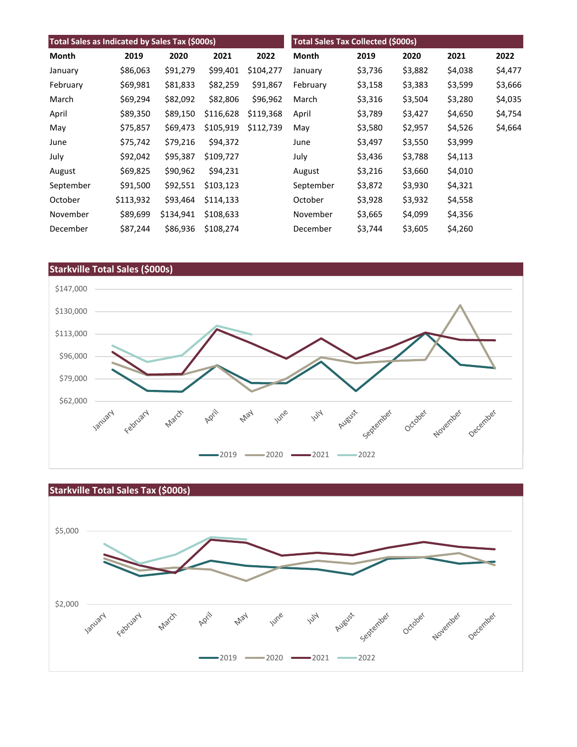### Total Sales as Indicated by Sales Tax ($000s)

| Month | 2019 | 2020 | 2021 | 2022 |
|---|---|---|---|---|
| January | $86,063 | $91,279 | $99,401 | $104,277 |
| February | $69,981 | $81,833 | $82,259 | $91,867 |
| March | $69,294 | $82,092 | $82,806 | $96,962 |
| April | $89,350 | $89,150 | $116,628 | $119,368 |
| May | $75,857 | $69,473 | $105,919 | $112,739 |
| June | $75,742 | $79,216 | $94,372 | |
| July | $92,042 | $95,387 | $109,727 | |
| August | $69,825 | $90,962 | $94,231 | |
| September | $91,500 | $92,551 | $103,123 | |
| October | $113,932 | $93,464 | $114,133 | |
| November | $89,699 | $134,941 | $108,633 | |
| December | $87,244 | $86,936 | $108,274 | |

### Total Sales Tax Collected ($000s)

| Month | 2019 | 2020 | 2021 | 2022 |
|---|---|---|---|---|
| January | $3,736 | $3,882 | $4,038 | $4,477 |
| February | $3,158 | $3,383 | $3,599 | $3,666 |
| March | $3,316 | $3,504 | $3,280 | $4,035 |
| April | $3,789 | $3,427 | $4,650 | $4,754 |
| May | $3,580 | $2,957 | $4,526 | $4,664 |
| June | $3,497 | $3,550 | $3,999 | |
| July | $3,436 | $3,788 | $4,113 | |
| August | $3,216 | $3,660 | $4,010 | |
| September | $3,872 | $3,930 | $4,321 | |
| October | $3,928 | $3,932 | $4,558 | |
| November | $3,665 | $4,099 | $4,356 | |
| December | $3,744 | $3,605 | $4,260 | |

### Starkville Total Sales ($000s)

### Starkville Total Sales Tax ($000s)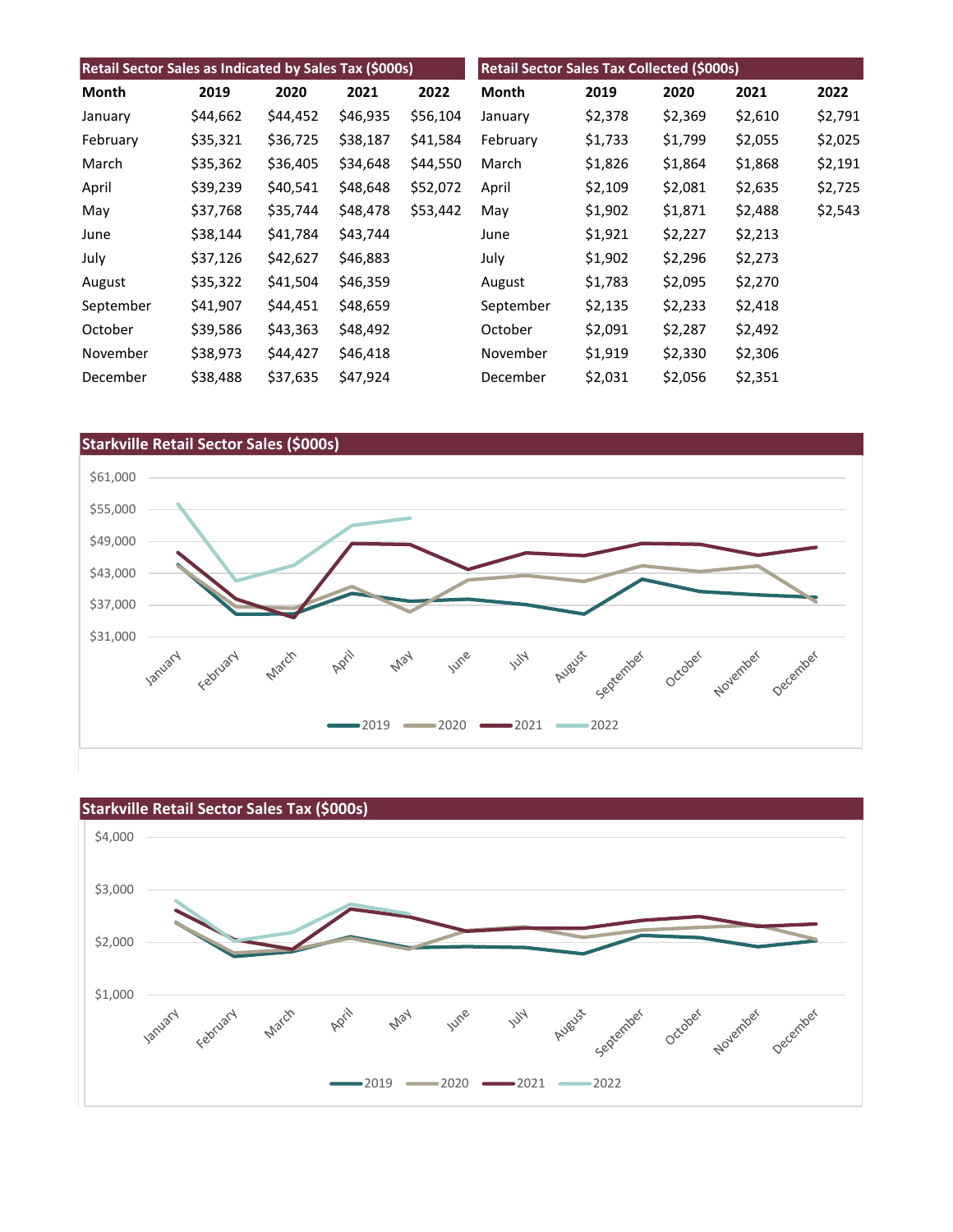## Retail Sector Sales as Indicated by Sales Tax ($000s)

| Month | 2019 | 2020 | 2021 | 2022 |
|---|---|---|---|---|
| January | $44,662 | $44,452 | $46,935 | $56,104 |
| February | $35,321 | $36,725 | $38,187 | $41,584 |
| March | $35,362 | $36,405 | $34,648 | $44,550 |
| April | $39,239 | $40,541 | $48,648 | $52,072 |
| May | $37,768 | $35,744 | $48,478 | $53,442 |
| June | $38,144 | $41,784 | $43,744 | |
| July | $37,126 | $42,627 | $46,883 | |
| August | $35,322 | $41,504 | $46,359 | |
| September | $41,907 | $44,451 | $48,659 | |
| October | $39,586 | $43,363 | $48,492 | |
| November | $38,973 | $44,427 | $46,418 | |
| December | $38,488 | $37,635 | $47,924 | |

## Retail Sector Sales Tax Collected ($000s)

| Month | 2019 | 2020 | 2021 | 2022 |
|---|---|---|---|---|
| January | $2,378 | $2,369 | $2,610 | $2,791 |
| February | $1,733 | $1,799 | $2,055 | $2,025 |
| March | $1,826 | $1,864 | $1,868 | $2,191 |
| April | $2,109 | $2,081 | $2,635 | $2,725 |
| May | $1,902 | $1,871 | $2,488 | $2,543 |
| June | $1,921 | $2,227 | $2,213 | |
| July | $1,902 | $2,296 | $2,273 | |
| August | $1,783 | $2,095 | $2,270 | |
| September | $2,135 | $2,233 | $2,418 | |
| October | $2,091 | $2,287 | $2,492 | |
| November | $1,919 | $2,330 | $2,306 | |
| December | $2,031 | $2,056 | $2,351 | |

## Starkville Retail Sector Sales ($000s)

## Starkville Retail Sector Sales Tax ($000s)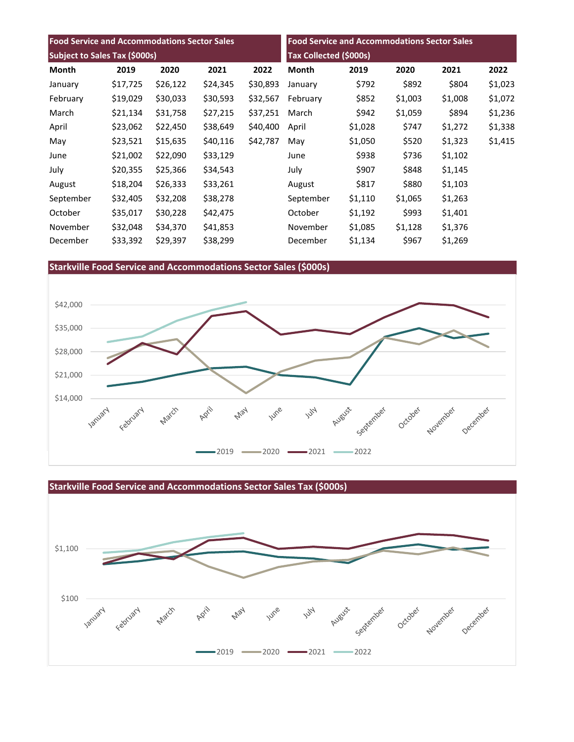| Food Service and Accommodations Sector Sales Subject to Sales Tax ($000s) | | | | |
|---|---|---|---|---|
| **Month** | **2019** | **2020** | **2021** | **2022** |
| January | $17,725 | $26,122 | $24,345 | $30,893 |
| February | $19,029 | $30,033 | $30,593 | $32,567 |
| March | $21,134 | $31,758 | $27,215 | $37,251 |
| April | $23,062 | $22,450 | $38,649 | $40,400 |
| May | $23,521 | $15,635 | $40,116 | $42,787 |
| June | $21,002 | $22,090 | $33,129 | |
| July | $20,355 | $25,366 | $34,543 | |
| August | $18,204 | $26,333 | $33,261 | |
| September | $32,405 | $32,208 | $38,278 | |
| October | $35,017 | $30,228 | $42,475 | |
| November | $32,048 | $34,370 | $41,853 | |
| December | $33,392 | $29,397 | $38,299 | |

| Food Service and Accommodations Sector Sales Tax Collected ($000s) | | | | |
|---|---|---|---|---|
| **Month** | **2019** | **2020** | **2021** | **2022** |
| January | $792 | $892 | $804 | $1,023 |
| February | $852 | $1,003 | $1,008 | $1,072 |
| March | $942 | $1,059 | $894 | $1,236 |
| April | $1,028 | $747 | $1,272 | $1,338 |
| May | $1,050 | $520 | $1,323 | $1,415 |
| June | $938 | $736 | $1,102 | |
| July | $907 | $848 | $1,145 | |
| August | $817 | $880 | $1,103 | |
| September | $1,110 | $1,065 | $1,263 | |
| October | $1,192 | $993 | $1,401 | |
| November | $1,085 | $1,128 | $1,376 | |
| December | $1,134 | $967 | $1,269 | |

## Starkville Food Service and Accommodations Sector Sales ($000s)

## Starkville Food Service and Accommodations Sector Sales Tax ($000s)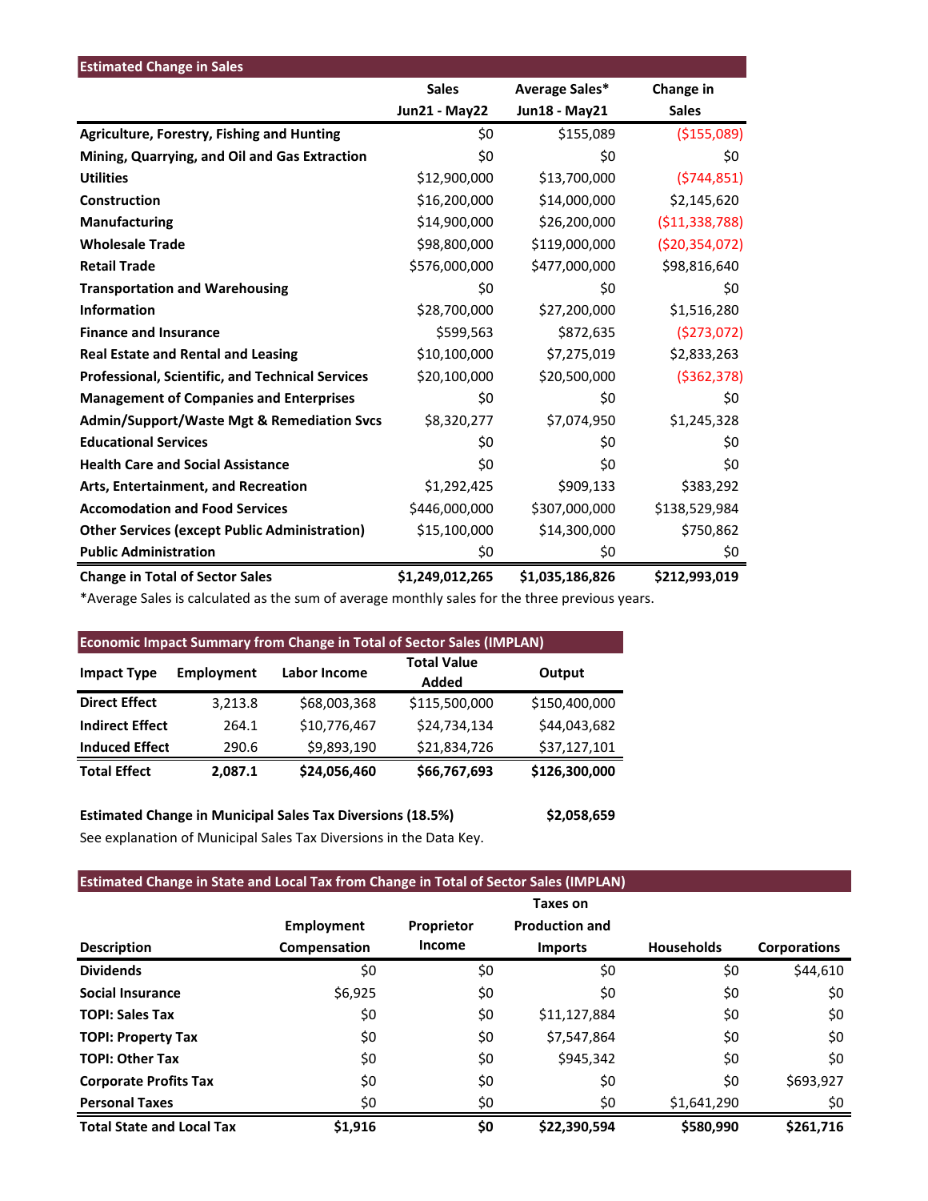| Estimated Change in Sales | Sales Jun21 - May22 | Average Sales* Jun18 - May21 | Change in Sales |
|---|---|---|---|
| **Agriculture, Forestry, Fishing and Hunting** | $0 | $155,089 | ($155,089) |
| **Mining, Quarrying, and Oil and Gas Extraction** | $0 | $0 | $0 |
| **Utilities** | $12,900,000 | $13,700,000 | ($744,851) |
| **Construction** | $16,200,000 | $14,000,000 | $2,145,620 |
| **Manufacturing** | $14,900,000 | $26,200,000 | ($11,338,788) |
| **Wholesale Trade** | $98,800,000 | $119,000,000 | ($20,354,072) |
| **Retail Trade** | $576,000,000 | $477,000,000 | $98,816,640 |
| **Transportation and Warehousing** | $0 | $0 | $0 |
| **Information** | $28,700,000 | $27,200,000 | $1,516,280 |
| **Finance and Insurance** | $599,563 | $872,635 | ($273,072) |
| **Real Estate and Rental and Leasing** | $10,100,000 | $7,275,019 | $2,833,263 |
| **Professional, Scientific, and Technical Services** | $20,100,000 | $20,500,000 | ($362,378) |
| **Management of Companies and Enterprises** | $0 | $0 | $0 |
| **Admin/Support/Waste Mgt & Remediation Svcs** | $8,320,277 | $7,074,950 | $1,245,328 |
| **Educational Services** | $0 | $0 | $0 |
| **Health Care and Social Assistance** | $0 | $0 | $0 |
| **Arts, Entertainment, and Recreation** | $1,292,425 | $909,133 | $383,292 |
| **Accomodation and Food Services** | $446,000,000 | $307,000,000 | $138,529,984 |
| **Other Services (except Public Administration)** | $15,100,000 | $14,300,000 | $750,862 |
| **Public Administration** | $0 | $0 | $0 |
| **Change in Total of Sector Sales** | **$1,249,012,265** | **$1,035,186,826** | **$212,993,019** |

*Average Sales is calculated as the sum of average monthly sales for the three previous years.

**Economic Impact Summary from Change in Total of Sector Sales (IMPLAN)**

| Impact Type | Employment | Labor Income | Total Value Added | Output |
|---|---|---|---|---|
| **Direct Effect** | 3,213.8 | $68,003,368 | $115,500,000 | $150,400,000 |
| **Indirect Effect** | 264.1 | $10,776,467 | $24,734,134 | $44,043,682 |
| **Induced Effect** | 290.6 | $9,893,190 | $21,834,726 | $37,127,101 |
| **Total Effect** | **2,087.1** | **$24,056,460** | **$66,767,693** | **$126,300,000** |

**Estimated Change in Municipal Sales Tax Diversions (18.5%)** **$2,058,659**

See explanation of Municipal Sales Tax Diversions in the Data Key.

**Estimated Change in State and Local Tax from Change in Total of Sector Sales (IMPLAN)**

| Description | Employment Compensation | Proprietor Income | Taxes on Production and Imports | Households | Corporations |
|---|---|---|---|---|---|
| **Dividends** | $0 | $0 | $0 | $0 | $44,610 |
| **Social Insurance** | $6,925 | $0 | $0 | $0 | $0 |
| **TOPI: Sales Tax** | $0 | $0 | $11,127,884 | $0 | $0 |
| **TOPI: Property Tax** | $0 | $0 | $7,547,864 | $0 | $0 |
| **TOPI: Other Tax** | $0 | $0 | $945,342 | $0 | $0 |
| **Corporate Profits Tax** | $0 | $0 | $0 | $0 | $693,927 |
| **Personal Taxes** | $0 | $0 | $0 | $1,641,290 | $0 |
| **Total State and Local Tax** | **$1,916** | **$0** | **$22,390,594** | **$580,990** | **$261,716** |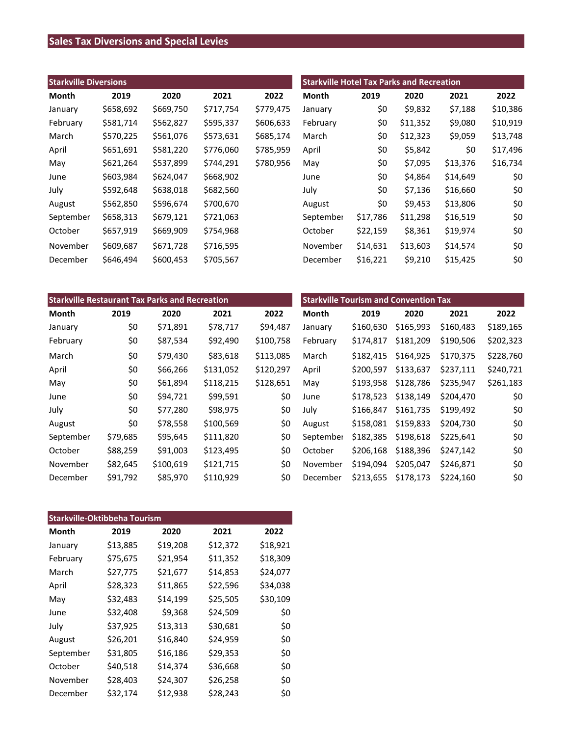# Sales Tax Diversions and Special Levies

## Starkville Diversions

| Month | 2019 | 2020 | 2021 | 2022 |
|---|---|---|---|---|
| January | $658,692 | $669,750 | $717,754 | $779,475 |
| February | $581,714 | $562,827 | $595,337 | $606,633 |
| March | $570,225 | $561,076 | $573,631 | $685,174 |
| April | $651,691 | $581,220 | $776,060 | $785,959 |
| May | $621,264 | $537,899 | $744,291 | $780,956 |
| June | $603,984 | $624,047 | $668,902 | |
| July | $592,648 | $638,018 | $682,560 | |
| August | $562,850 | $596,674 | $700,670 | |
| September | $658,313 | $679,121 | $721,063 | |
| October | $657,919 | $669,909 | $754,968 | |
| November | $609,687 | $671,728 | $716,595 | |
| December | $646,494 | $600,453 | $705,567 | |

## Starkville Hotel Tax Parks and Recreation

| Month | 2019 | 2020 | 2021 | 2022 |
|---|---|---|---|---|
| January | $0 | $9,832 | $7,188 | $10,386 |
| February | $0 | $11,352 | $9,080 | $10,919 |
| March | $0 | $12,323 | $9,059 | $13,748 |
| April | $0 | $5,842 | $0 | $17,496 |
| May | $0 | $7,095 | $13,376 | $16,734 |
| June | $0 | $4,864 | $14,649 | $0 |
| July | $0 | $7,136 | $16,660 | $0 |
| August | $0 | $9,453 | $13,806 | $0 |
| September | $17,786 | $11,298 | $16,519 | $0 |
| October | $22,159 | $8,361 | $19,974 | $0 |
| November | $14,631 | $13,603 | $14,574 | $0 |
| December | $16,221 | $9,210 | $15,425 | $0 |

## Starkville Restaurant Tax Parks and Recreation

| Month | 2019 | 2020 | 2021 | 2022 |
|---|---|---|---|---|
| January | $0 | $71,891 | $78,717 | $94,487 |
| February | $0 | $87,534 | $92,490 | $100,758 |
| March | $0 | $79,430 | $83,618 | $113,085 |
| April | $0 | $66,266 | $131,052 | $120,297 |
| May | $0 | $61,894 | $118,215 | $128,651 |
| June | $0 | $94,721 | $99,591 | $0 |
| July | $0 | $77,280 | $98,975 | $0 |
| August | $0 | $78,558 | $100,569 | $0 |
| September | $79,685 | $95,645 | $111,820 | $0 |
| October | $88,259 | $91,003 | $123,495 | $0 |
| November | $82,645 | $100,619 | $121,715 | $0 |
| December | $91,792 | $85,970 | $110,929 | $0 |

## Starkville Tourism and Convention Tax

| Month | 2019 | 2020 | 2021 | 2022 |
|---|---|---|---|---|
| January | $160,630 | $165,993 | $160,483 | $189,165 |
| February | $174,817 | $181,209 | $190,506 | $202,323 |
| March | $182,415 | $164,925 | $170,375 | $228,760 |
| April | $200,597 | $133,637 | $237,111 | $240,721 |
| May | $193,958 | $128,786 | $235,947 | $261,183 |
| June | $178,523 | $138,149 | $204,470 | $0 |
| July | $166,847 | $161,735 | $199,492 | $0 |
| August | $158,081 | $159,833 | $204,730 | $0 |
| September | $182,385 | $198,618 | $225,641 | $0 |
| October | $206,168 | $188,396 | $247,142 | $0 |
| November | $194,094 | $205,047 | $246,871 | $0 |
| December | $213,655 | $178,173 | $224,160 | $0 |

## Starkville-Oktibbeha Tourism

| Month | 2019 | 2020 | 2021 | 2022 |
|---|---|---|---|---|
| January | $13,885 | $19,208 | $12,372 | $18,921 |
| February | $75,675 | $21,954 | $11,352 | $18,309 |
| March | $27,775 | $21,677 | $14,853 | $24,077 |
| April | $28,323 | $11,865 | $22,596 | $34,038 |
| May | $32,483 | $14,199 | $25,505 | $30,109 |
| June | $32,408 | $9,368 | $24,509 | $0 |
| July | $37,925 | $13,313 | $30,681 | $0 |
| August | $26,201 | $16,840 | $24,959 | $0 |
| September | $31,805 | $16,186 | $29,353 | $0 |
| October | $40,518 | $14,374 | $36,668 | $0 |
| November | $28,403 | $24,307 | $26,258 | $0 |
| December | $32,174 | $12,938 | $28,243 | $0 |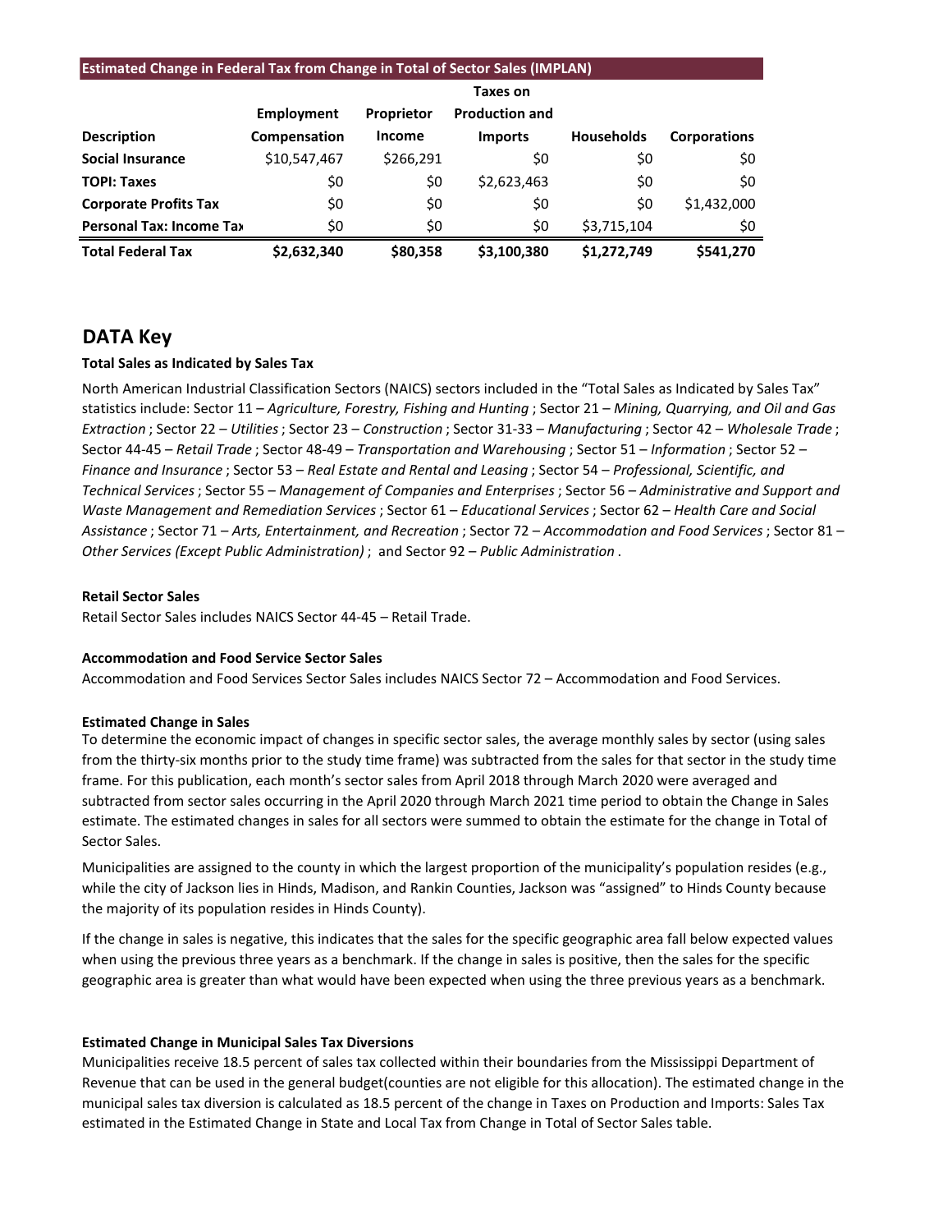**Estimated Change in Federal Tax from Change in Total of Sector Sales (IMPLAN)**

| Description | Employment Compensation | Proprietor Income | Taxes on Production and Imports | Households | Corporations |
|---|---|---|---|---|---|
| **Social Insurance** | $10,547,467 | $266,291 | $0 | $0 | $0 |
| **TOPI: Taxes** | $0 | $0 | $2,623,463 | $0 | $0 |
| **Corporate Profits Tax** | $0 | $0 | $0 | $0 | $1,432,000 |
| **Personal Tax: Income Tax** | $0 | $0 | $0 | $3,715,104 | $0 |
| **Total Federal Tax** | **$2,632,340** | **$80,358** | **$3,100,380** | **$1,272,749** | **$541,270** |

## DATA Key

**Total Sales as Indicated by Sales Tax**

North American Industrial Classification Sectors (NAICS) sectors included in the "Total Sales as Indicated by Sales Tax" statistics include: Sector 11 – *Agriculture, Forestry, Fishing and Hunting* ; Sector 21 – *Mining, Quarrying, and Oil and Gas Extraction* ; Sector 22 – *Utilities* ; Sector 23 – *Construction* ; Sector 31-33 – *Manufacturing* ; Sector 42 – *Wholesale Trade* ; Sector 44-45 – *Retail Trade* ; Sector 48-49 – *Transportation and Warehousing* ; Sector 51 – *Information* ; Sector 52 – *Finance and Insurance* ; Sector 53 – *Real Estate and Rental and Leasing* ; Sector 54 – *Professional, Scientific, and Technical Services* ; Sector 55 – *Management of Companies and Enterprises* ; Sector 56 – *Administrative and Support and Waste Management and Remediation Services* ; Sector 61 – *Educational Services* ; Sector 62 – *Health Care and Social Assistance* ; Sector 71 – *Arts, Entertainment, and Recreation* ; Sector 72 – *Accommodation and Food Services* ; Sector 81 – *Other Services (Except Public Administration)* ; and Sector 92 – *Public Administration* .

**Retail Sector Sales**

Retail Sector Sales includes NAICS Sector 44-45 – Retail Trade.

**Accommodation and Food Service Sector Sales**

Accommodation and Food Services Sector Sales includes NAICS Sector 72 – Accommodation and Food Services.

**Estimated Change in Sales**

To determine the economic impact of changes in specific sector sales, the average monthly sales by sector (using sales from the thirty-six months prior to the study time frame) was subtracted from the sales for that sector in the study time frame. For this publication, each month's sector sales from April 2018 through March 2020 were averaged and subtracted from sector sales occurring in the April 2020 through March 2021 time period to obtain the Change in Sales estimate. The estimated changes in sales for all sectors were summed to obtain the estimate for the change in Total of Sector Sales.

Municipalities are assigned to the county in which the largest proportion of the municipality's population resides (e.g., while the city of Jackson lies in Hinds, Madison, and Rankin Counties, Jackson was "assigned" to Hinds County because the majority of its population resides in Hinds County).

If the change in sales is negative, this indicates that the sales for the specific geographic area fall below expected values when using the previous three years as a benchmark. If the change in sales is positive, then the sales for the specific geographic area is greater than what would have been expected when using the three previous years as a benchmark.

**Estimated Change in Municipal Sales Tax Diversions**

Municipalities receive 18.5 percent of sales tax collected within their boundaries from the Mississippi Department of Revenue that can be used in the general budget(counties are not eligible for this allocation). The estimated change in the municipal sales tax diversion is calculated as 18.5 percent of the change in Taxes on Production and Imports: Sales Tax estimated in the Estimated Change in State and Local Tax from Change in Total of Sector Sales table.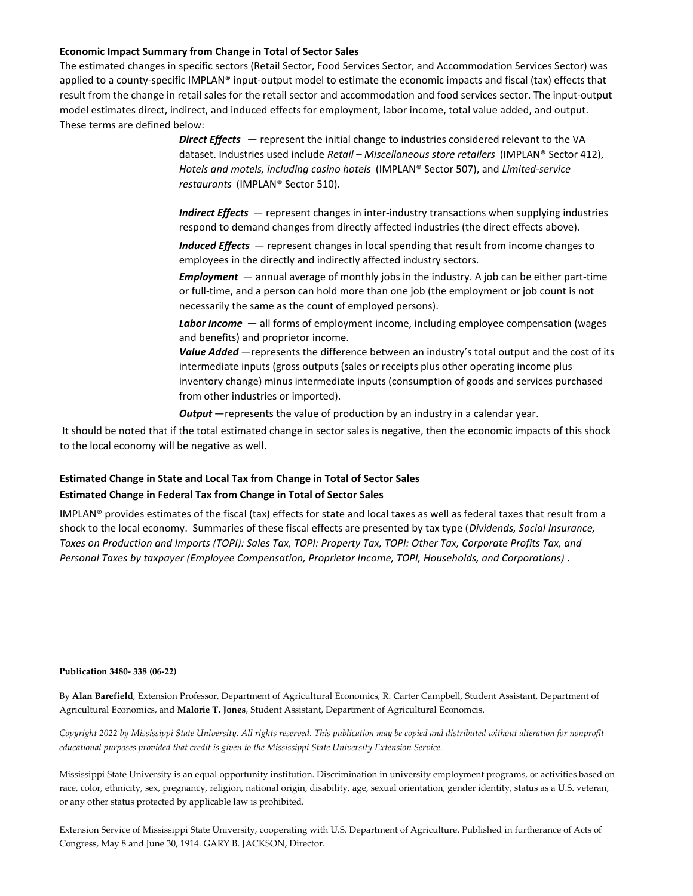**Economic Impact Summary from Change in Total of Sector Sales**

The estimated changes in specific sectors (Retail Sector, Food Services Sector, and Accommodation Services Sector) was applied to a county-specific IMPLAN® input-output model to estimate the economic impacts and fiscal (tax) effects that result from the change in retail sales for the retail sector and accommodation and food services sector. The input-output model estimates direct, indirect, and induced effects for employment, labor income, total value added, and output. These terms are defined below:

***Direct Effects*** — represent the initial change to industries considered relevant to the VA dataset. Industries used include *Retail – Miscellaneous store retailers* (IMPLAN® Sector 412), *Hotels and motels, including casino hotels* (IMPLAN® Sector 507), and *Limited-service restaurants* (IMPLAN® Sector 510).

***Indirect Effects*** — represent changes in inter-industry transactions when supplying industries respond to demand changes from directly affected industries (the direct effects above).

***Induced Effects*** — represent changes in local spending that result from income changes to employees in the directly and indirectly affected industry sectors.

***Employment*** — annual average of monthly jobs in the industry. A job can be either part-time or full-time, and a person can hold more than one job (the employment or job count is not necessarily the same as the count of employed persons).

***Labor Income*** — all forms of employment income, including employee compensation (wages and benefits) and proprietor income.

***Value Added*** —represents the difference between an industry's total output and the cost of its intermediate inputs (gross outputs (sales or receipts plus other operating income plus inventory change) minus intermediate inputs (consumption of goods and services purchased from other industries or imported).

***Output*** —represents the value of production by an industry in a calendar year.

It should be noted that if the total estimated change in sector sales is negative, then the economic impacts of this shock to the local economy will be negative as well.

**Estimated Change in State and Local Tax from Change in Total of Sector Sales**

**Estimated Change in Federal Tax from Change in Total of Sector Sales**

IMPLAN® provides estimates of the fiscal (tax) effects for state and local taxes as well as federal taxes that result from a shock to the local economy. Summaries of these fiscal effects are presented by tax type (*Dividends, Social Insurance, Taxes on Production and Imports (TOPI): Sales Tax, TOPI: Property Tax, TOPI: Other Tax, Corporate Profits Tax, and Personal Taxes by taxpayer (Employee Compensation, Proprietor Income, TOPI, Households, and Corporations)* .

**Publication 3480- 338 (06-22)**

By **Alan Barefield**, Extension Professor, Department of Agricultural Economics, R. Carter Campbell, Student Assistant, Department of Agricultural Economics, and **Malorie T. Jones**, Student Assistant, Department of Agricultural Economcis.

*Copyright 2022 by Mississippi State University. All rights reserved. This publication may be copied and distributed without alteration for nonprofit educational purposes provided that credit is given to the Mississippi State University Extension Service.*

Mississippi State University is an equal opportunity institution. Discrimination in university employment programs, or activities based on race, color, ethnicity, sex, pregnancy, religion, national origin, disability, age, sexual orientation, gender identity, status as a U.S. veteran, or any other status protected by applicable law is prohibited.

Extension Service of Mississippi State University, cooperating with U.S. Department of Agriculture. Published in furtherance of Acts of Congress, May 8 and June 30, 1914. GARY B. JACKSON, Director.